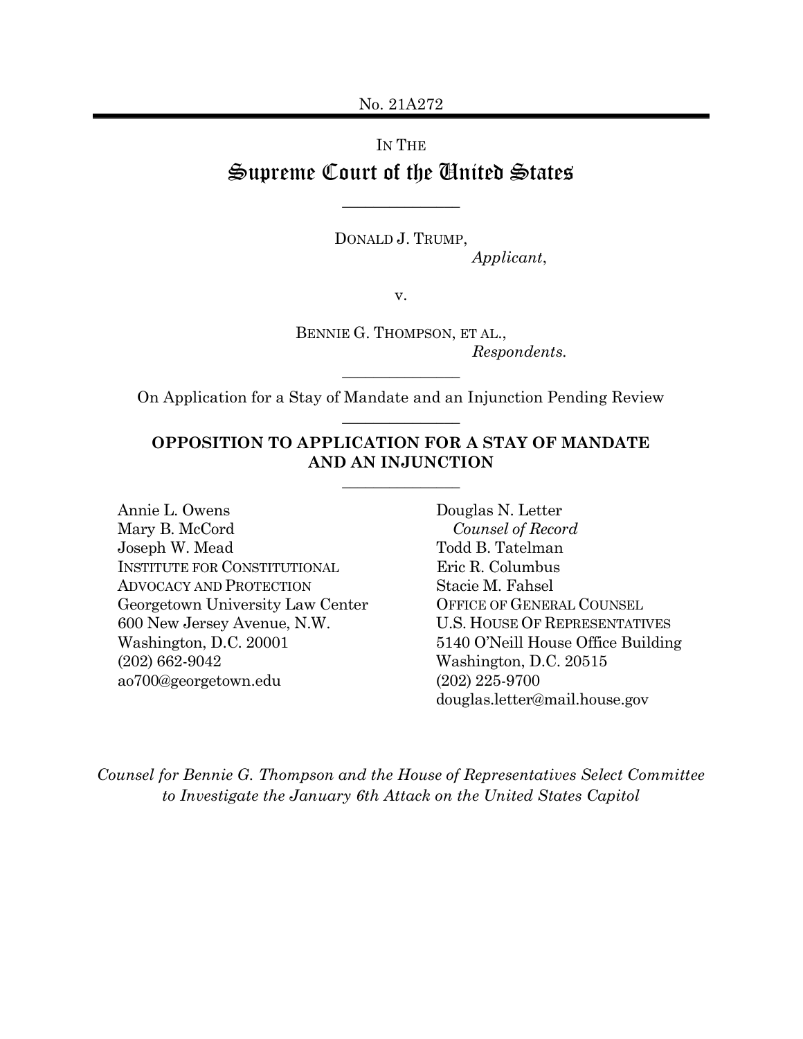No. 21A272

---

IN THE

# Supreme Court of the United States

---

DONALD J. TRUMP,
*Applicant*,

v.

BENNIE G. THOMPSON, ET AL.,
*Respondents.*

---

On Application for a Stay of Mandate and an Injunction Pending Review

---

## OPPOSITION TO APPLICATION FOR A STAY OF MANDATE AND AN INJUNCTION

---

Annie L. Owens
Mary B. McCord
Joseph W. Mead
INSTITUTE FOR CONSTITUTIONAL ADVOCACY AND PROTECTION
Georgetown University Law Center
600 New Jersey Avenue, N.W.
Washington, D.C. 20001
(202) 662-9042
ao700@georgetown.edu

Douglas N. Letter
*Counsel of Record*
Todd B. Tatelman
Eric R. Columbus
Stacie M. Fahsel
OFFICE OF GENERAL COUNSEL
U.S. HOUSE OF REPRESENTATIVES
5140 O'Neill House Office Building
Washington, D.C. 20515
(202) 225-9700
douglas.letter@mail.house.gov

*Counsel for Bennie G. Thompson and the House of Representatives Select Committee to Investigate the January 6th Attack on the United States Capitol*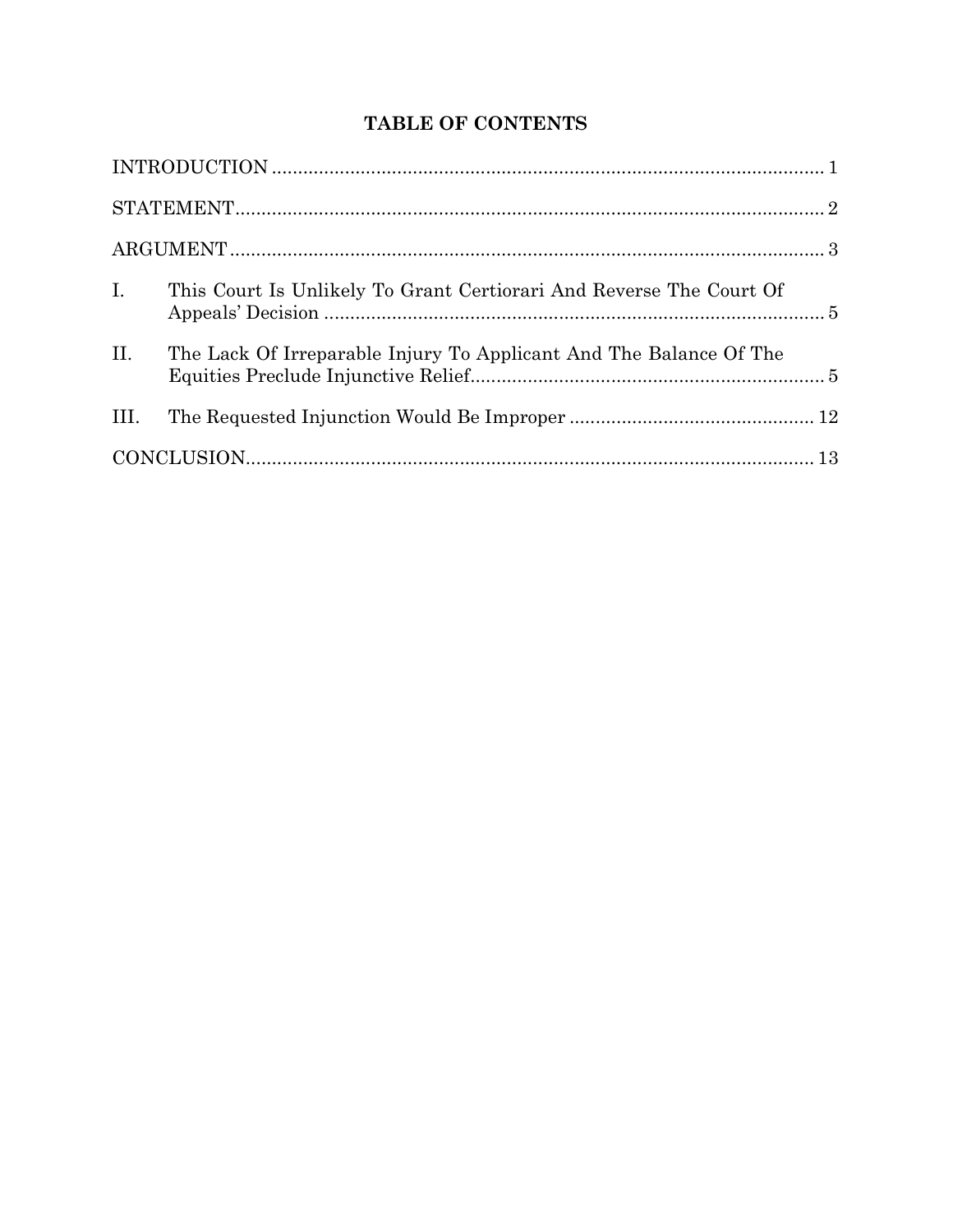# TABLE OF CONTENTS

| | | |
|---|---|---|
| INTRODUCTION | | 1 |
| STATEMENT | | 2 |
| ARGUMENT | | 3 |
| I. | This Court Is Unlikely To Grant Certiorari And Reverse The Court Of Appeals' Decision | 5 |
| II. | The Lack Of Irreparable Injury To Applicant And The Balance Of The Equities Preclude Injunctive Relief | 5 |
| III. | The Requested Injunction Would Be Improper | 12 |
| CONCLUSION | | 13 |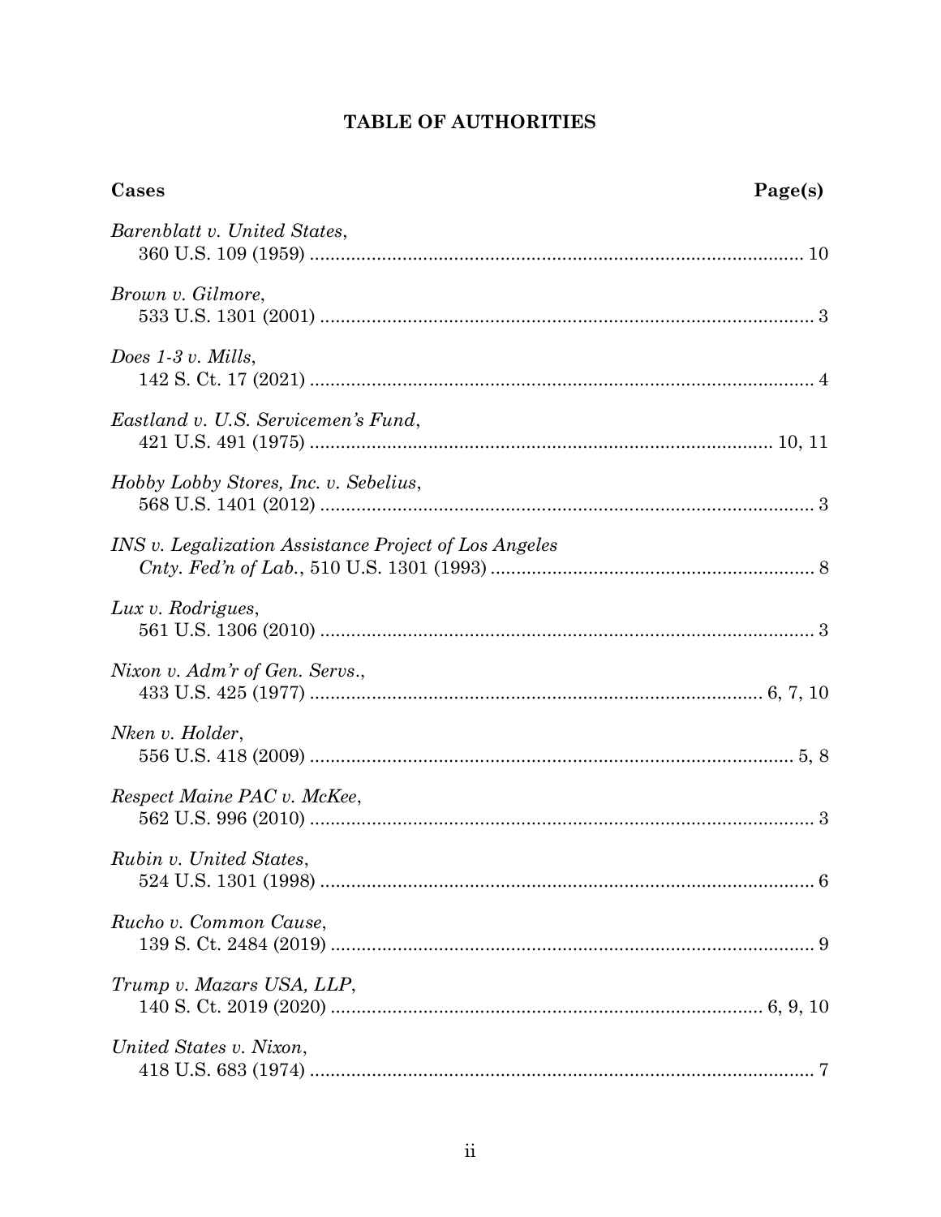# TABLE OF AUTHORITIES

| Cases | Page(s) |
|---|---|
| *Barenblatt v. United States*, 360 U.S. 109 (1959) | 10 |
| *Brown v. Gilmore*, 533 U.S. 1301 (2001) | 3 |
| *Does 1-3 v. Mills*, 142 S. Ct. 17 (2021) | 4 |
| *Eastland v. U.S. Servicemen's Fund*, 421 U.S. 491 (1975) | 10, 11 |
| *Hobby Lobby Stores, Inc. v. Sebelius*, 568 U.S. 1401 (2012) | 3 |
| *INS v. Legalization Assistance Project of Los Angeles Cnty. Fed'n of Lab.*, 510 U.S. 1301 (1993) | 8 |
| *Lux v. Rodrigues*, 561 U.S. 1306 (2010) | 3 |
| *Nixon v. Adm'r of Gen. Servs.*, 433 U.S. 425 (1977) | 6, 7, 10 |
| *Nken v. Holder*, 556 U.S. 418 (2009) | 5, 8 |
| *Respect Maine PAC v. McKee*, 562 U.S. 996 (2010) | 3 |
| *Rubin v. United States*, 524 U.S. 1301 (1998) | 6 |
| *Rucho v. Common Cause*, 139 S. Ct. 2484 (2019) | 9 |
| *Trump v. Mazars USA, LLP*, 140 S. Ct. 2019 (2020) | 6, 9, 10 |
| *United States v. Nixon*, 418 U.S. 683 (1974) | 7 |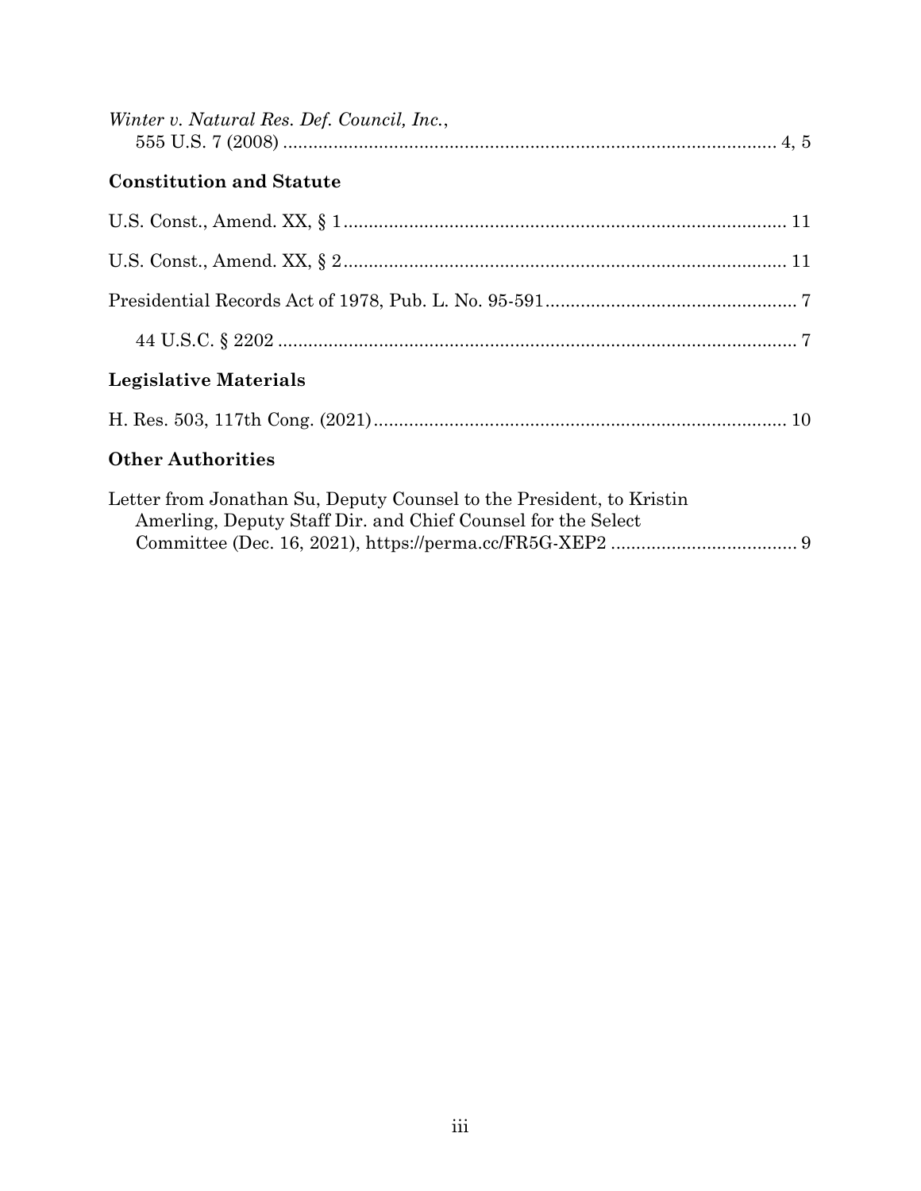*Winter v. Natural Res. Def. Council, Inc.*,
555 U.S. 7 (2008) ........................................................................................ 4, 5

### Constitution and Statute

U.S. Const., Amend. XX, § 1 ........................................................................ 11

U.S. Const., Amend. XX, § 2 ........................................................................ 11

Presidential Records Act of 1978, Pub. L. No. 95-591 .................................... 7

44 U.S.C. § 2202 ........................................................................................ 7

### Legislative Materials

H. Res. 503, 117th Cong. (2021) .................................................................. 10

### Other Authorities

Letter from Jonathan Su, Deputy Counsel to the President, to Kristin Amerling, Deputy Staff Dir. and Chief Counsel for the Select Committee (Dec. 16, 2021), https://perma.cc/FR5G-XEP2 ..................................... 9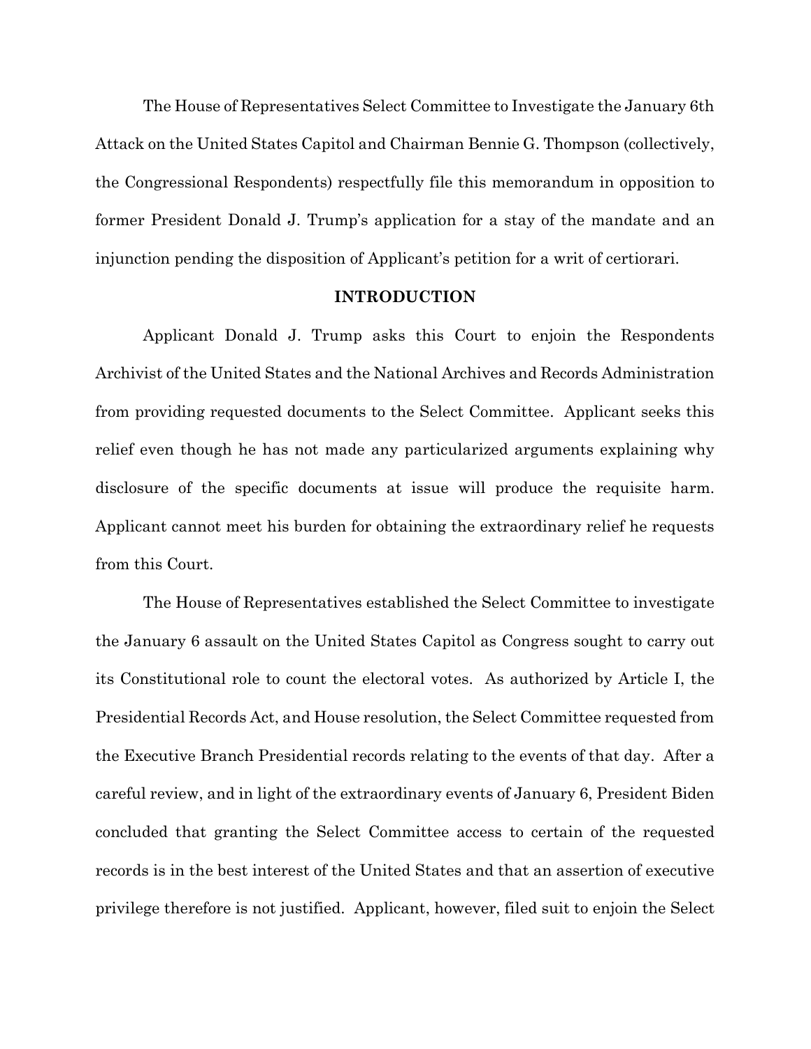The House of Representatives Select Committee to Investigate the January 6th Attack on the United States Capitol and Chairman Bennie G. Thompson (collectively, the Congressional Respondents) respectfully file this memorandum in opposition to former President Donald J. Trump's application for a stay of the mandate and an injunction pending the disposition of Applicant's petition for a writ of certiorari.

## INTRODUCTION

Applicant Donald J. Trump asks this Court to enjoin the Respondents Archivist of the United States and the National Archives and Records Administration from providing requested documents to the Select Committee. Applicant seeks this relief even though he has not made any particularized arguments explaining why disclosure of the specific documents at issue will produce the requisite harm. Applicant cannot meet his burden for obtaining the extraordinary relief he requests from this Court.

The House of Representatives established the Select Committee to investigate the January 6 assault on the United States Capitol as Congress sought to carry out its Constitutional role to count the electoral votes. As authorized by Article I, the Presidential Records Act, and House resolution, the Select Committee requested from the Executive Branch Presidential records relating to the events of that day. After a careful review, and in light of the extraordinary events of January 6, President Biden concluded that granting the Select Committee access to certain of the requested records is in the best interest of the United States and that an assertion of executive privilege therefore is not justified. Applicant, however, filed suit to enjoin the Select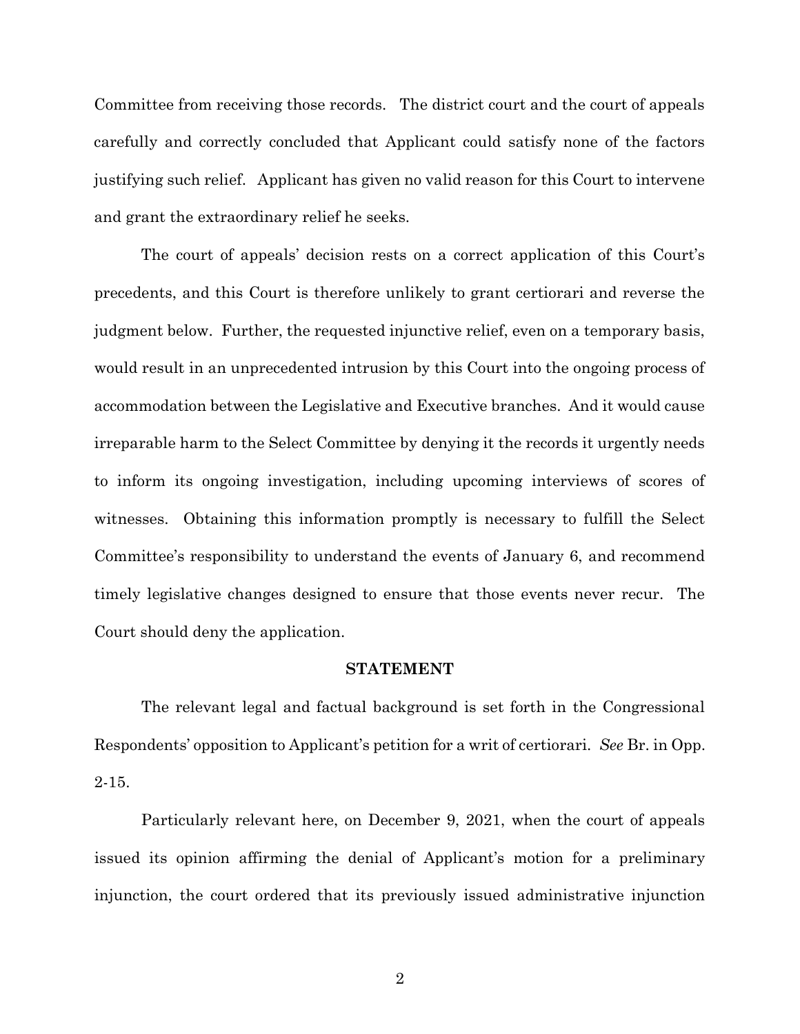Committee from receiving those records. The district court and the court of appeals carefully and correctly concluded that Applicant could satisfy none of the factors justifying such relief. Applicant has given no valid reason for this Court to intervene and grant the extraordinary relief he seeks.

The court of appeals' decision rests on a correct application of this Court's precedents, and this Court is therefore unlikely to grant certiorari and reverse the judgment below. Further, the requested injunctive relief, even on a temporary basis, would result in an unprecedented intrusion by this Court into the ongoing process of accommodation between the Legislative and Executive branches. And it would cause irreparable harm to the Select Committee by denying it the records it urgently needs to inform its ongoing investigation, including upcoming interviews of scores of witnesses. Obtaining this information promptly is necessary to fulfill the Select Committee's responsibility to understand the events of January 6, and recommend timely legislative changes designed to ensure that those events never recur. The Court should deny the application.

## STATEMENT

The relevant legal and factual background is set forth in the Congressional Respondents' opposition to Applicant's petition for a writ of certiorari. *See* Br. in Opp. 2-15.

Particularly relevant here, on December 9, 2021, when the court of appeals issued its opinion affirming the denial of Applicant's motion for a preliminary injunction, the court ordered that its previously issued administrative injunction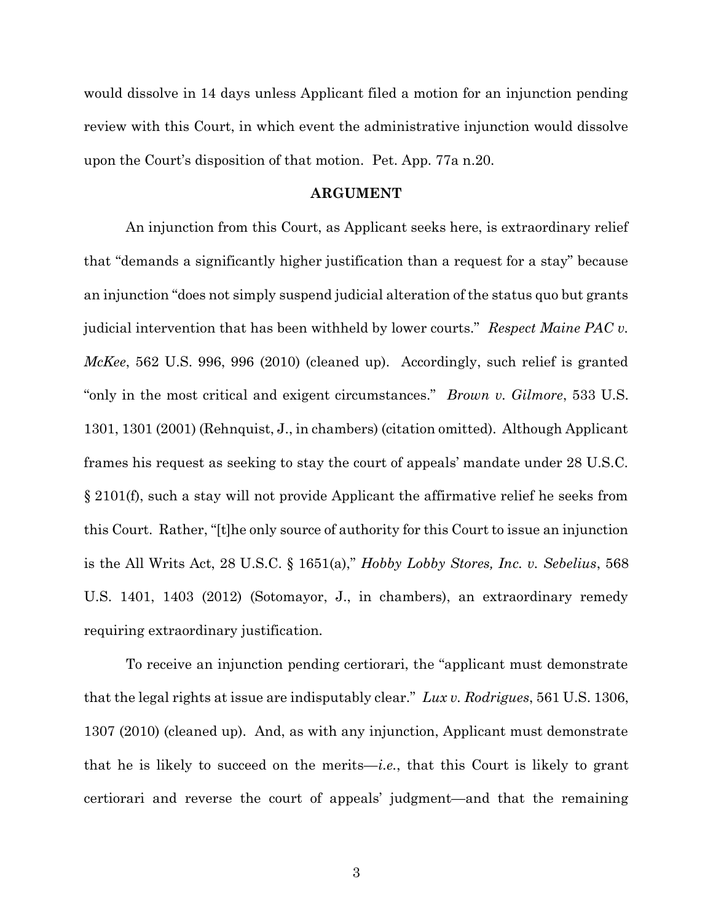would dissolve in 14 days unless Applicant filed a motion for an injunction pending review with this Court, in which event the administrative injunction would dissolve upon the Court's disposition of that motion. Pet. App. 77a n.20.

## ARGUMENT

An injunction from this Court, as Applicant seeks here, is extraordinary relief that "demands a significantly higher justification than a request for a stay" because an injunction "does not simply suspend judicial alteration of the status quo but grants judicial intervention that has been withheld by lower courts." *Respect Maine PAC v. McKee*, 562 U.S. 996, 996 (2010) (cleaned up). Accordingly, such relief is granted "only in the most critical and exigent circumstances." *Brown v. Gilmore*, 533 U.S. 1301, 1301 (2001) (Rehnquist, J., in chambers) (citation omitted). Although Applicant frames his request as seeking to stay the court of appeals' mandate under 28 U.S.C. § 2101(f), such a stay will not provide Applicant the affirmative relief he seeks from this Court. Rather, "[t]he only source of authority for this Court to issue an injunction is the All Writs Act, 28 U.S.C. § 1651(a)," *Hobby Lobby Stores, Inc. v. Sebelius*, 568 U.S. 1401, 1403 (2012) (Sotomayor, J., in chambers), an extraordinary remedy requiring extraordinary justification.

To receive an injunction pending certiorari, the "applicant must demonstrate that the legal rights at issue are indisputably clear." *Lux v. Rodrigues*, 561 U.S. 1306, 1307 (2010) (cleaned up). And, as with any injunction, Applicant must demonstrate that he is likely to succeed on the merits—*i.e.*, that this Court is likely to grant certiorari and reverse the court of appeals' judgment—and that the remaining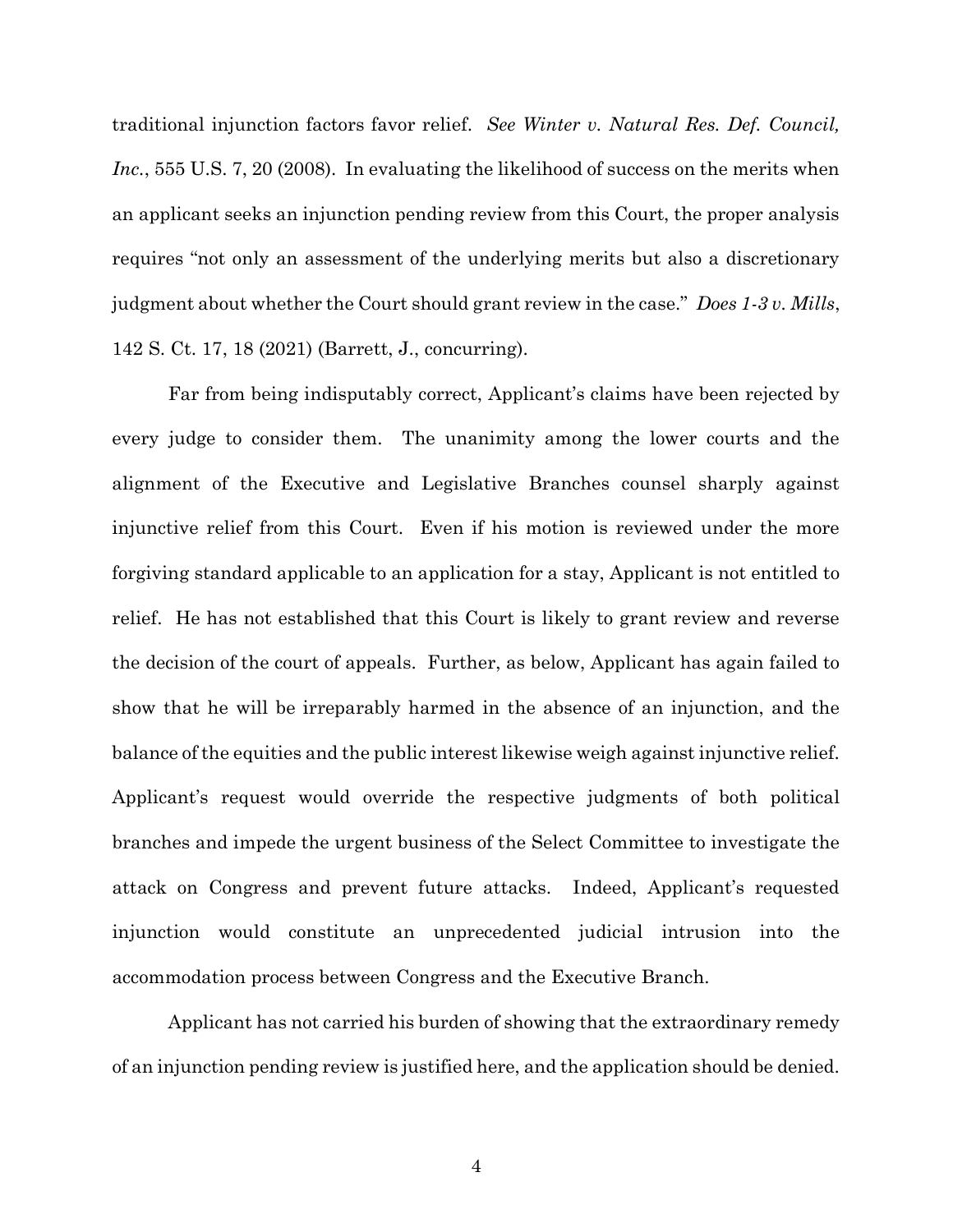traditional injunction factors favor relief. *See Winter v. Natural Res. Def. Council, Inc.*, 555 U.S. 7, 20 (2008). In evaluating the likelihood of success on the merits when an applicant seeks an injunction pending review from this Court, the proper analysis requires "not only an assessment of the underlying merits but also a discretionary judgment about whether the Court should grant review in the case." *Does 1-3 v. Mills*, 142 S. Ct. 17, 18 (2021) (Barrett, J., concurring).

Far from being indisputably correct, Applicant's claims have been rejected by every judge to consider them. The unanimity among the lower courts and the alignment of the Executive and Legislative Branches counsel sharply against injunctive relief from this Court. Even if his motion is reviewed under the more forgiving standard applicable to an application for a stay, Applicant is not entitled to relief. He has not established that this Court is likely to grant review and reverse the decision of the court of appeals. Further, as below, Applicant has again failed to show that he will be irreparably harmed in the absence of an injunction, and the balance of the equities and the public interest likewise weigh against injunctive relief. Applicant's request would override the respective judgments of both political branches and impede the urgent business of the Select Committee to investigate the attack on Congress and prevent future attacks. Indeed, Applicant's requested injunction would constitute an unprecedented judicial intrusion into the accommodation process between Congress and the Executive Branch.

Applicant has not carried his burden of showing that the extraordinary remedy of an injunction pending review is justified here, and the application should be denied.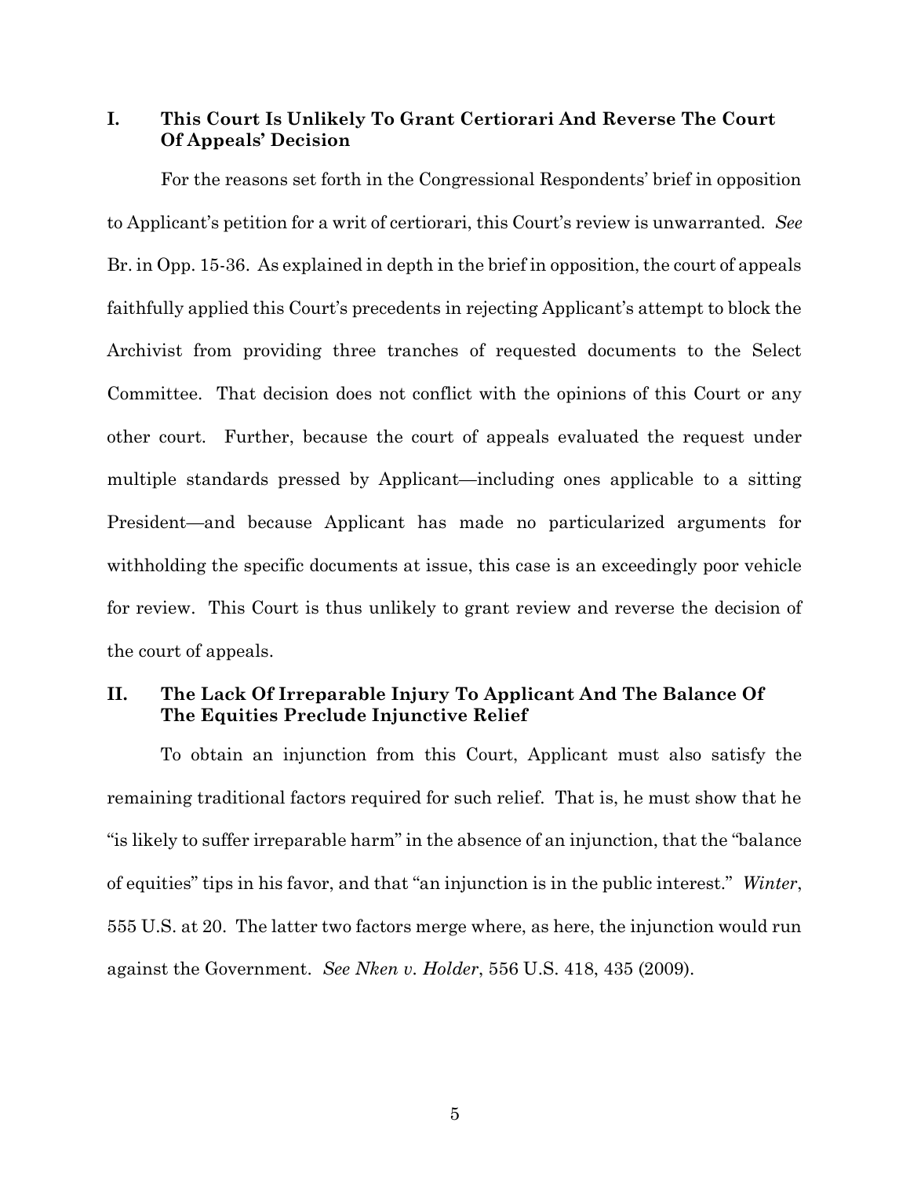## I. This Court Is Unlikely To Grant Certiorari And Reverse The Court Of Appeals' Decision

For the reasons set forth in the Congressional Respondents' brief in opposition to Applicant's petition for a writ of certiorari, this Court's review is unwarranted. *See* Br. in Opp. 15-36. As explained in depth in the brief in opposition, the court of appeals faithfully applied this Court's precedents in rejecting Applicant's attempt to block the Archivist from providing three tranches of requested documents to the Select Committee. That decision does not conflict with the opinions of this Court or any other court. Further, because the court of appeals evaluated the request under multiple standards pressed by Applicant—including ones applicable to a sitting President—and because Applicant has made no particularized arguments for withholding the specific documents at issue, this case is an exceedingly poor vehicle for review. This Court is thus unlikely to grant review and reverse the decision of the court of appeals.

## II. The Lack Of Irreparable Injury To Applicant And The Balance Of The Equities Preclude Injunctive Relief

To obtain an injunction from this Court, Applicant must also satisfy the remaining traditional factors required for such relief. That is, he must show that he "is likely to suffer irreparable harm" in the absence of an injunction, that the "balance of equities" tips in his favor, and that "an injunction is in the public interest." *Winter*, 555 U.S. at 20. The latter two factors merge where, as here, the injunction would run against the Government. *See Nken v. Holder*, 556 U.S. 418, 435 (2009).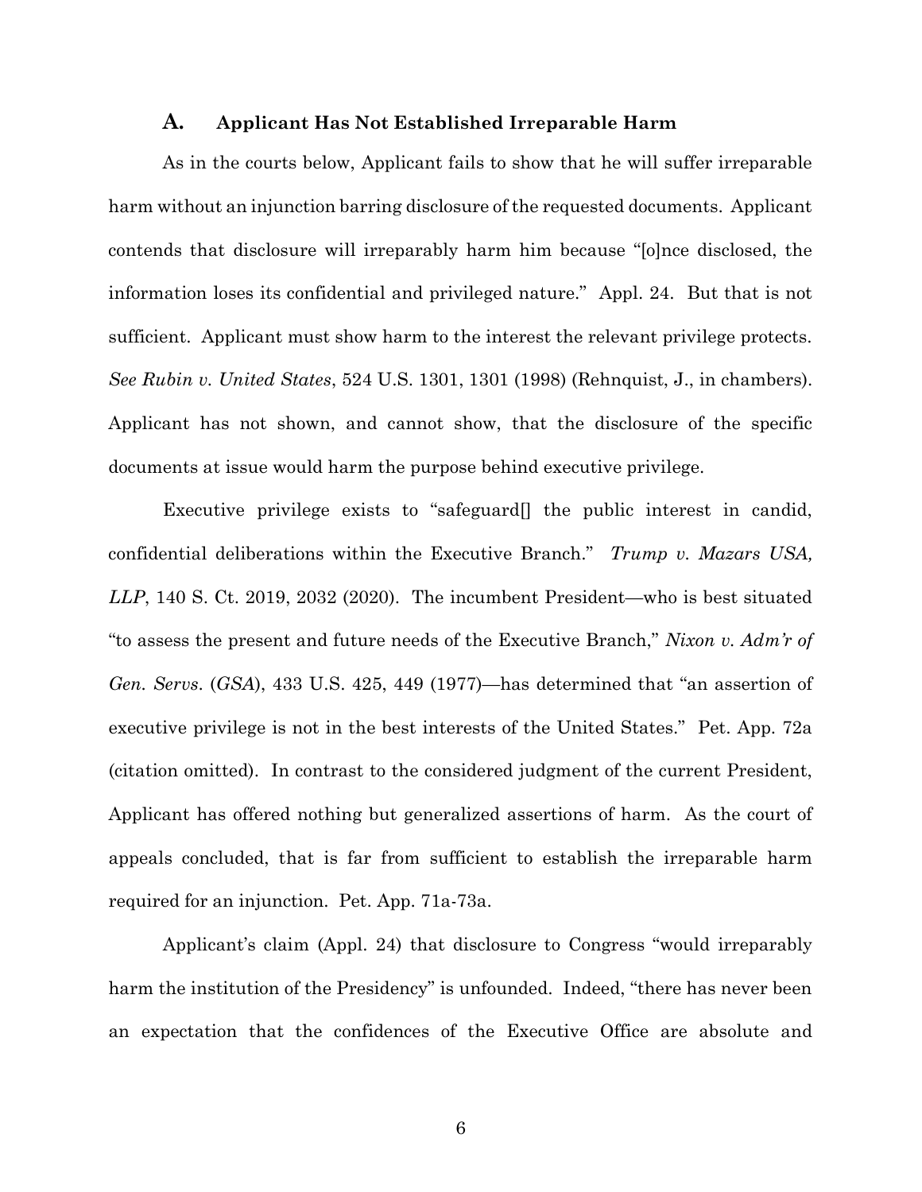### A. Applicant Has Not Established Irreparable Harm

As in the courts below, Applicant fails to show that he will suffer irreparable harm without an injunction barring disclosure of the requested documents. Applicant contends that disclosure will irreparably harm him because "[o]nce disclosed, the information loses its confidential and privileged nature." Appl. 24. But that is not sufficient. Applicant must show harm to the interest the relevant privilege protects. *See Rubin v. United States*, 524 U.S. 1301, 1301 (1998) (Rehnquist, J., in chambers). Applicant has not shown, and cannot show, that the disclosure of the specific documents at issue would harm the purpose behind executive privilege.

Executive privilege exists to "safeguard[] the public interest in candid, confidential deliberations within the Executive Branch." *Trump v. Mazars USA, LLP*, 140 S. Ct. 2019, 2032 (2020). The incumbent President—who is best situated "to assess the present and future needs of the Executive Branch," *Nixon v. Adm'r of Gen. Servs.* (*GSA*), 433 U.S. 425, 449 (1977)—has determined that "an assertion of executive privilege is not in the best interests of the United States." Pet. App. 72a (citation omitted). In contrast to the considered judgment of the current President, Applicant has offered nothing but generalized assertions of harm. As the court of appeals concluded, that is far from sufficient to establish the irreparable harm required for an injunction. Pet. App. 71a-73a.

Applicant's claim (Appl. 24) that disclosure to Congress "would irreparably harm the institution of the Presidency" is unfounded. Indeed, "there has never been an expectation that the confidences of the Executive Office are absolute and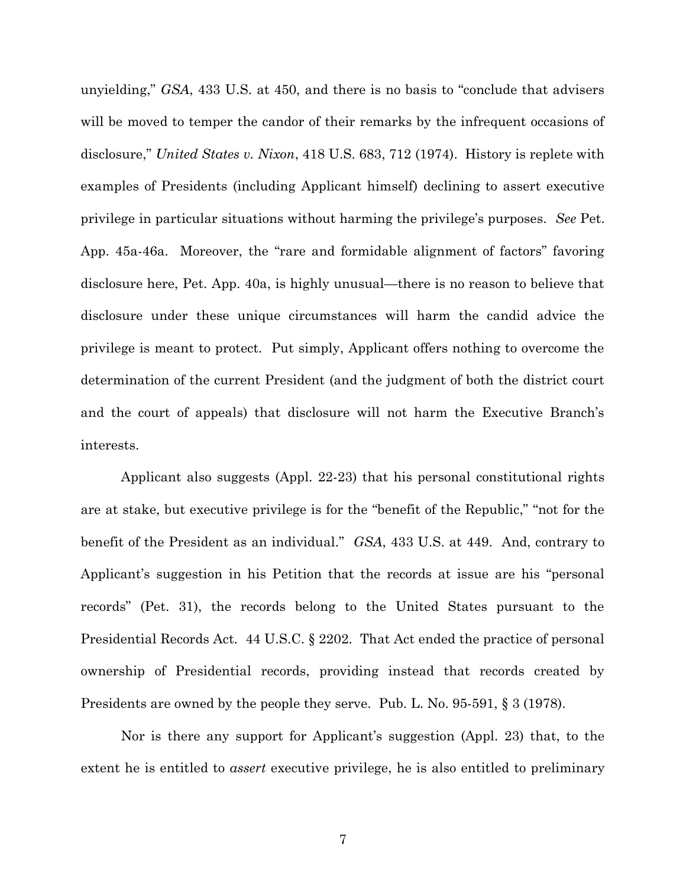unyielding," *GSA*, 433 U.S. at 450, and there is no basis to "conclude that advisers will be moved to temper the candor of their remarks by the infrequent occasions of disclosure," *United States v. Nixon*, 418 U.S. 683, 712 (1974). History is replete with examples of Presidents (including Applicant himself) declining to assert executive privilege in particular situations without harming the privilege's purposes. *See* Pet. App. 45a-46a. Moreover, the "rare and formidable alignment of factors" favoring disclosure here, Pet. App. 40a, is highly unusual—there is no reason to believe that disclosure under these unique circumstances will harm the candid advice the privilege is meant to protect. Put simply, Applicant offers nothing to overcome the determination of the current President (and the judgment of both the district court and the court of appeals) that disclosure will not harm the Executive Branch's interests.

Applicant also suggests (Appl. 22-23) that his personal constitutional rights are at stake, but executive privilege is for the "benefit of the Republic," "not for the benefit of the President as an individual." *GSA*, 433 U.S. at 449. And, contrary to Applicant's suggestion in his Petition that the records at issue are his "personal records" (Pet. 31), the records belong to the United States pursuant to the Presidential Records Act. 44 U.S.C. § 2202. That Act ended the practice of personal ownership of Presidential records, providing instead that records created by Presidents are owned by the people they serve. Pub. L. No. 95-591, § 3 (1978).

Nor is there any support for Applicant's suggestion (Appl. 23) that, to the extent he is entitled to *assert* executive privilege, he is also entitled to preliminary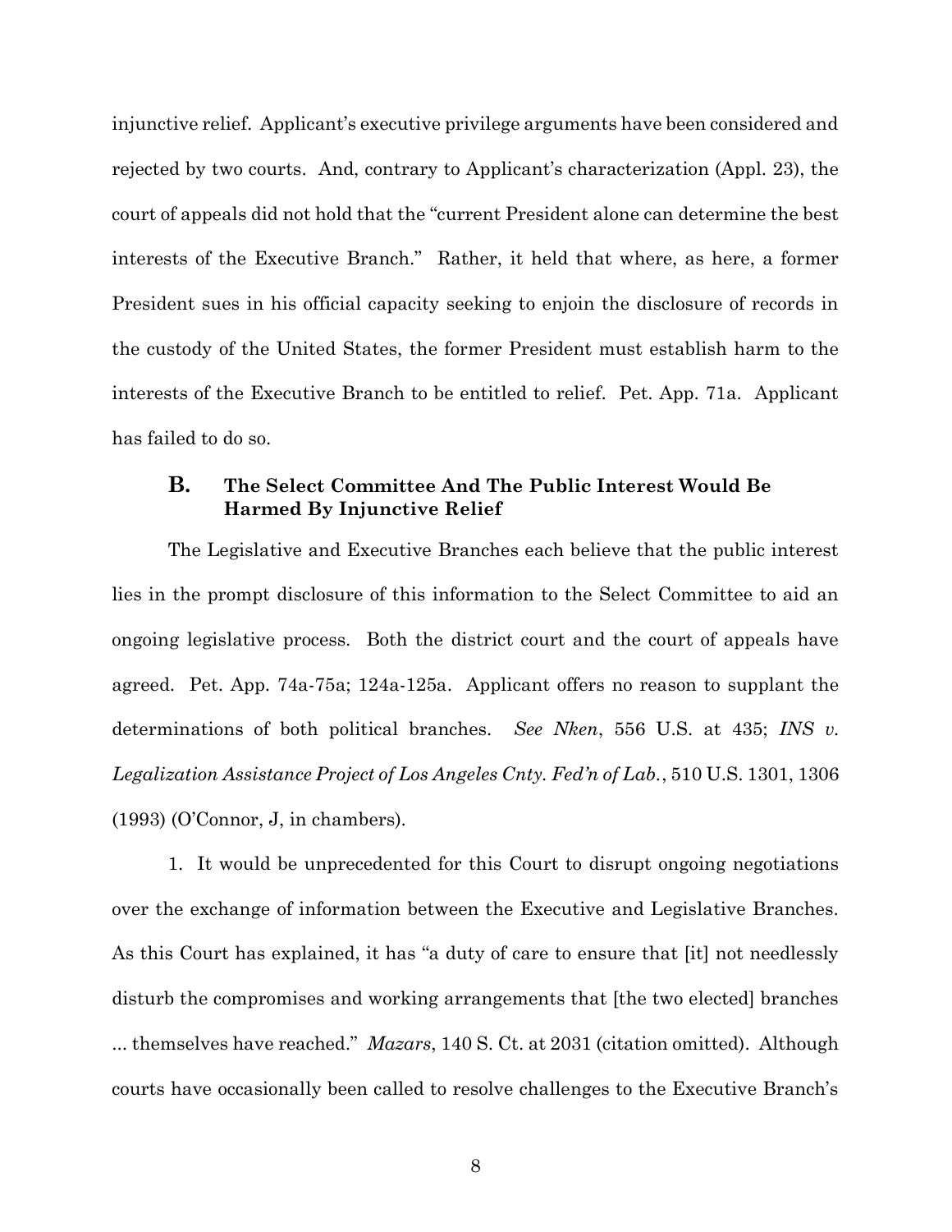injunctive relief. Applicant's executive privilege arguments have been considered and rejected by two courts. And, contrary to Applicant's characterization (Appl. 23), the court of appeals did not hold that the "current President alone can determine the best interests of the Executive Branch." Rather, it held that where, as here, a former President sues in his official capacity seeking to enjoin the disclosure of records in the custody of the United States, the former President must establish harm to the interests of the Executive Branch to be entitled to relief. Pet. App. 71a. Applicant has failed to do so.

### B. The Select Committee And The Public Interest Would Be Harmed By Injunctive Relief

The Legislative and Executive Branches each believe that the public interest lies in the prompt disclosure of this information to the Select Committee to aid an ongoing legislative process. Both the district court and the court of appeals have agreed. Pet. App. 74a-75a; 124a-125a. Applicant offers no reason to supplant the determinations of both political branches. *See Nken*, 556 U.S. at 435; *INS v. Legalization Assistance Project of Los Angeles Cnty. Fed'n of Lab.*, 510 U.S. 1301, 1306 (1993) (O'Connor, J, in chambers).

1. It would be unprecedented for this Court to disrupt ongoing negotiations over the exchange of information between the Executive and Legislative Branches. As this Court has explained, it has "a duty of care to ensure that [it] not needlessly disturb the compromises and working arrangements that [the two elected] branches ... themselves have reached." *Mazars*, 140 S. Ct. at 2031 (citation omitted). Although courts have occasionally been called to resolve challenges to the Executive Branch's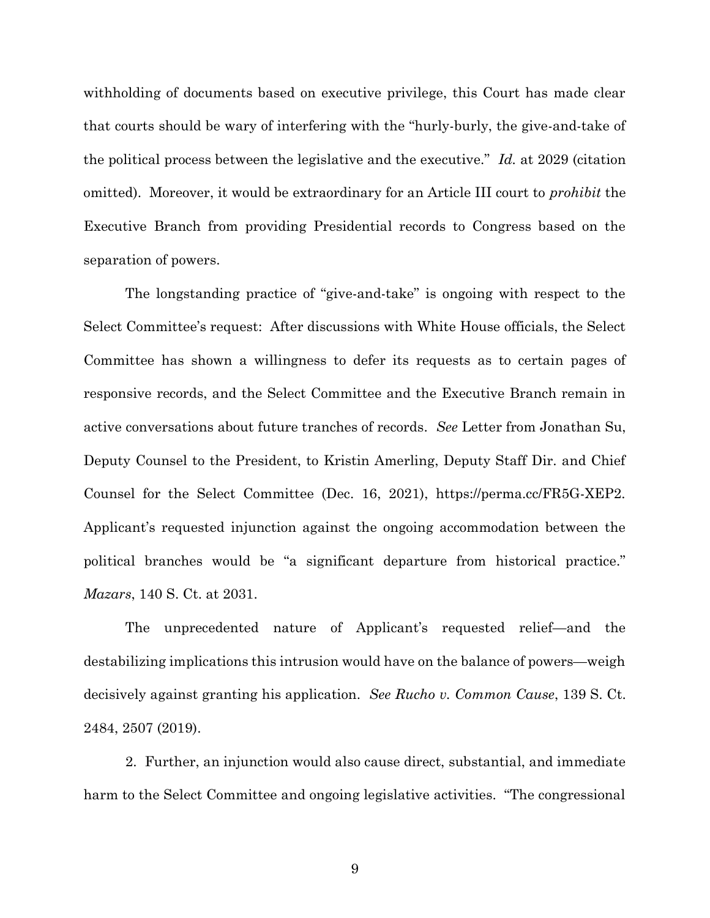withholding of documents based on executive privilege, this Court has made clear that courts should be wary of interfering with the "hurly-burly, the give-and-take of the political process between the legislative and the executive." *Id.* at 2029 (citation omitted). Moreover, it would be extraordinary for an Article III court to *prohibit* the Executive Branch from providing Presidential records to Congress based on the separation of powers.

The longstanding practice of "give-and-take" is ongoing with respect to the Select Committee's request: After discussions with White House officials, the Select Committee has shown a willingness to defer its requests as to certain pages of responsive records, and the Select Committee and the Executive Branch remain in active conversations about future tranches of records. *See* Letter from Jonathan Su, Deputy Counsel to the President, to Kristin Amerling, Deputy Staff Dir. and Chief Counsel for the Select Committee (Dec. 16, 2021), https://perma.cc/FR5G-XEP2. Applicant's requested injunction against the ongoing accommodation between the political branches would be "a significant departure from historical practice." *Mazars*, 140 S. Ct. at 2031.

The unprecedented nature of Applicant's requested relief—and the destabilizing implications this intrusion would have on the balance of powers—weigh decisively against granting his application. *See Rucho v. Common Cause*, 139 S. Ct. 2484, 2507 (2019).

2. Further, an injunction would also cause direct, substantial, and immediate harm to the Select Committee and ongoing legislative activities. "The congressional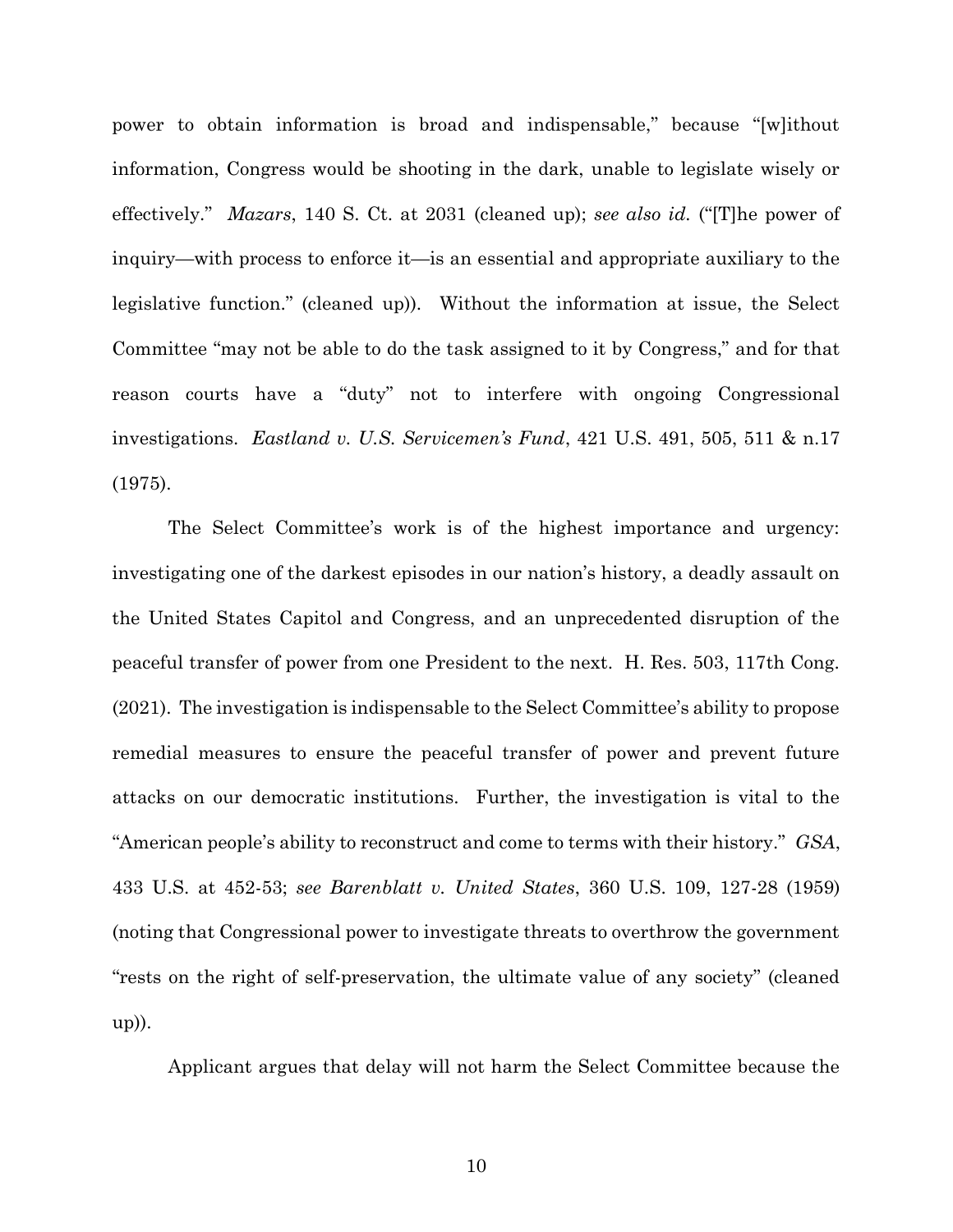power to obtain information is broad and indispensable," because "[w]ithout information, Congress would be shooting in the dark, unable to legislate wisely or effectively." *Mazars*, 140 S. Ct. at 2031 (cleaned up); *see also id.* ("[T]he power of inquiry—with process to enforce it—is an essential and appropriate auxiliary to the legislative function." (cleaned up)). Without the information at issue, the Select Committee "may not be able to do the task assigned to it by Congress," and for that reason courts have a "duty" not to interfere with ongoing Congressional investigations. *Eastland v. U.S. Servicemen's Fund*, 421 U.S. 491, 505, 511 & n.17 (1975).

The Select Committee's work is of the highest importance and urgency: investigating one of the darkest episodes in our nation's history, a deadly assault on the United States Capitol and Congress, and an unprecedented disruption of the peaceful transfer of power from one President to the next. H. Res. 503, 117th Cong. (2021). The investigation is indispensable to the Select Committee's ability to propose remedial measures to ensure the peaceful transfer of power and prevent future attacks on our democratic institutions. Further, the investigation is vital to the "American people's ability to reconstruct and come to terms with their history." *GSA*, 433 U.S. at 452-53; *see Barenblatt v. United States*, 360 U.S. 109, 127-28 (1959) (noting that Congressional power to investigate threats to overthrow the government "rests on the right of self-preservation, the ultimate value of any society" (cleaned up)).

Applicant argues that delay will not harm the Select Committee because the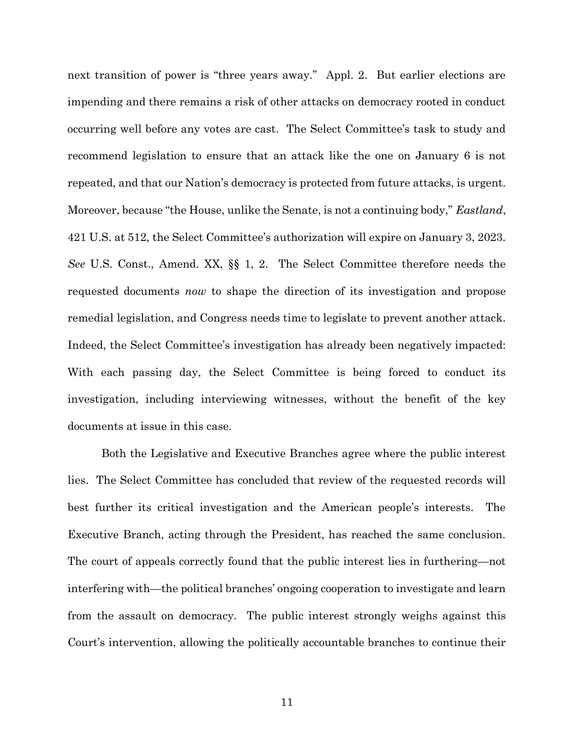next transition of power is "three years away." Appl. 2. But earlier elections are impending and there remains a risk of other attacks on democracy rooted in conduct occurring well before any votes are cast. The Select Committee's task to study and recommend legislation to ensure that an attack like the one on January 6 is not repeated, and that our Nation's democracy is protected from future attacks, is urgent. Moreover, because "the House, unlike the Senate, is not a continuing body," *Eastland*, 421 U.S. at 512, the Select Committee's authorization will expire on January 3, 2023. *See* U.S. Const., Amend. XX, §§ 1, 2. The Select Committee therefore needs the requested documents *now* to shape the direction of its investigation and propose remedial legislation, and Congress needs time to legislate to prevent another attack. Indeed, the Select Committee's investigation has already been negatively impacted: With each passing day, the Select Committee is being forced to conduct its investigation, including interviewing witnesses, without the benefit of the key documents at issue in this case.

Both the Legislative and Executive Branches agree where the public interest lies. The Select Committee has concluded that review of the requested records will best further its critical investigation and the American people's interests. The Executive Branch, acting through the President, has reached the same conclusion. The court of appeals correctly found that the public interest lies in furthering—not interfering with—the political branches' ongoing cooperation to investigate and learn from the assault on democracy. The public interest strongly weighs against this Court's intervention, allowing the politically accountable branches to continue their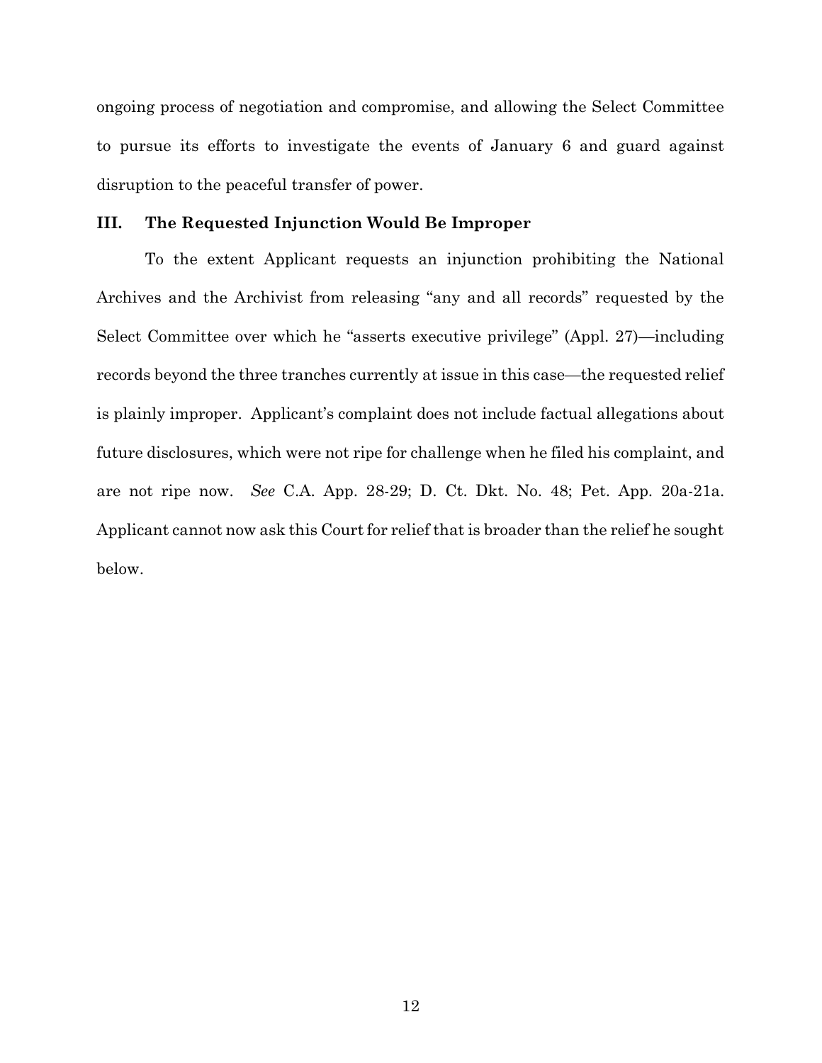ongoing process of negotiation and compromise, and allowing the Select Committee to pursue its efforts to investigate the events of January 6 and guard against disruption to the peaceful transfer of power.

### III. The Requested Injunction Would Be Improper

To the extent Applicant requests an injunction prohibiting the National Archives and the Archivist from releasing "any and all records" requested by the Select Committee over which he "asserts executive privilege" (Appl. 27)—including records beyond the three tranches currently at issue in this case—the requested relief is plainly improper. Applicant's complaint does not include factual allegations about future disclosures, which were not ripe for challenge when he filed his complaint, and are not ripe now. *See* C.A. App. 28-29; D. Ct. Dkt. No. 48; Pet. App. 20a-21a. Applicant cannot now ask this Court for relief that is broader than the relief he sought below.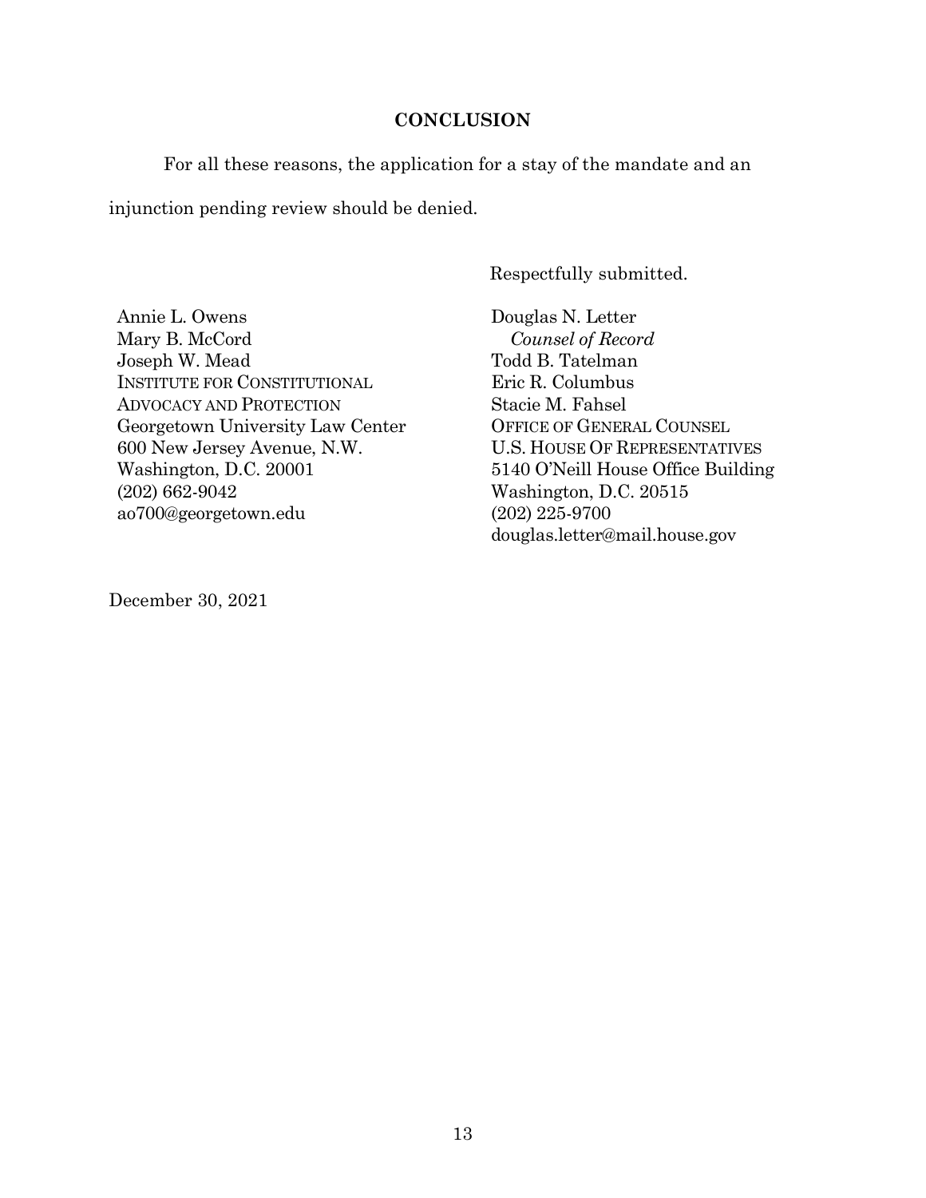## CONCLUSION

For all these reasons, the application for a stay of the mandate and an injunction pending review should be denied.

Respectfully submitted.

Douglas N. Letter
*Counsel of Record*
Todd B. Tatelman
Eric R. Columbus
Stacie M. Fahsel
OFFICE OF GENERAL COUNSEL
U.S. HOUSE OF REPRESENTATIVES
5140 O'Neill House Office Building
Washington, D.C. 20515
(202) 225-9700
douglas.letter@mail.house.gov

Annie L. Owens
Mary B. McCord
Joseph W. Mead
INSTITUTE FOR CONSTITUTIONAL ADVOCACY AND PROTECTION
Georgetown University Law Center
600 New Jersey Avenue, N.W.
Washington, D.C. 20001
(202) 662-9042
ao700@georgetown.edu

December 30, 2021